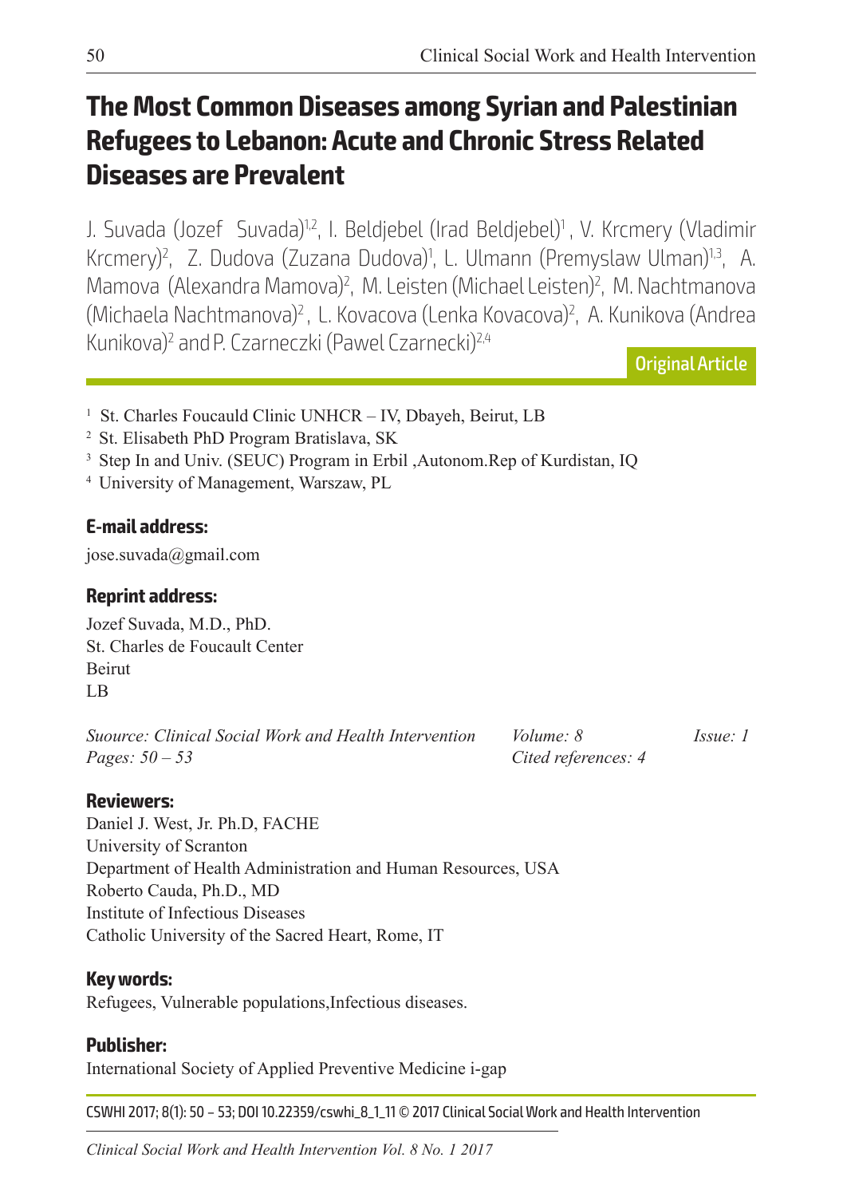# The Most Common Diseases among Syrian and Palestinian Refugees to Lebanon: Acute and Chronic Stress Related Diseases are Prevalent

J. Suvada (Jozef Suvada)[1,2], I. Beldjebel (Irad Beldjebel)[1], V. Krcmery (Vladimir Krcmery)[2], Z. Dudova (Zuzana Dudova)[1], L. Ulmann (Premyslaw Ulman)[1,3], A. Mamova (Alexandra Mamova)[2], M. Leisten (Michael Leisten)[2], M. Nachtmanova (Michaela Nachtmanova)[2], L. Kovacova (Lenka Kovacova)[2], A. Kunikova (Andrea Kunikova)[2] and P. Czarneczki (Pawel Czarnecki)[2,4]

Original Article

[1] St. Charles Foucauld Clinic UNHCR – IV, Dbayeh, Beirut, LB
[2] St. Elisabeth PhD Program Bratislava, SK
[3] Step In and Univ. (SEUC) Program in Erbil ,Autonom.Rep of Kurdistan, IQ
[4] University of Management, Warszaw, PL

**E-mail address:**

jose.suvada@gmail.com

**Reprint address:**

Jozef Suvada, M.D., PhD.
St. Charles de Foucault Center
Beirut
LB

*Suource: Clinical Social Work and Health Intervention* *Volume: 8* *Issue: 1*
*Pages: 50 – 53* *Cited references: 4*

**Reviewers:**

Daniel J. West, Jr. Ph.D, FACHE
University of Scranton
Department of Health Administration and Human Resources, USA
Roberto Cauda, Ph.D., MD
Institute of Infectious Diseases
Catholic University of the Sacred Heart, Rome, IT

**Key words:**

Refugees, Vulnerable populations,Infectious diseases.

**Publisher:**

International Society of Applied Preventive Medicine i-gap

CSWHI 2017; 8(1): 50 – 53; DOI 10.22359/cswhi_8_1_11 © 2017 Clinical Social Work and Health Intervention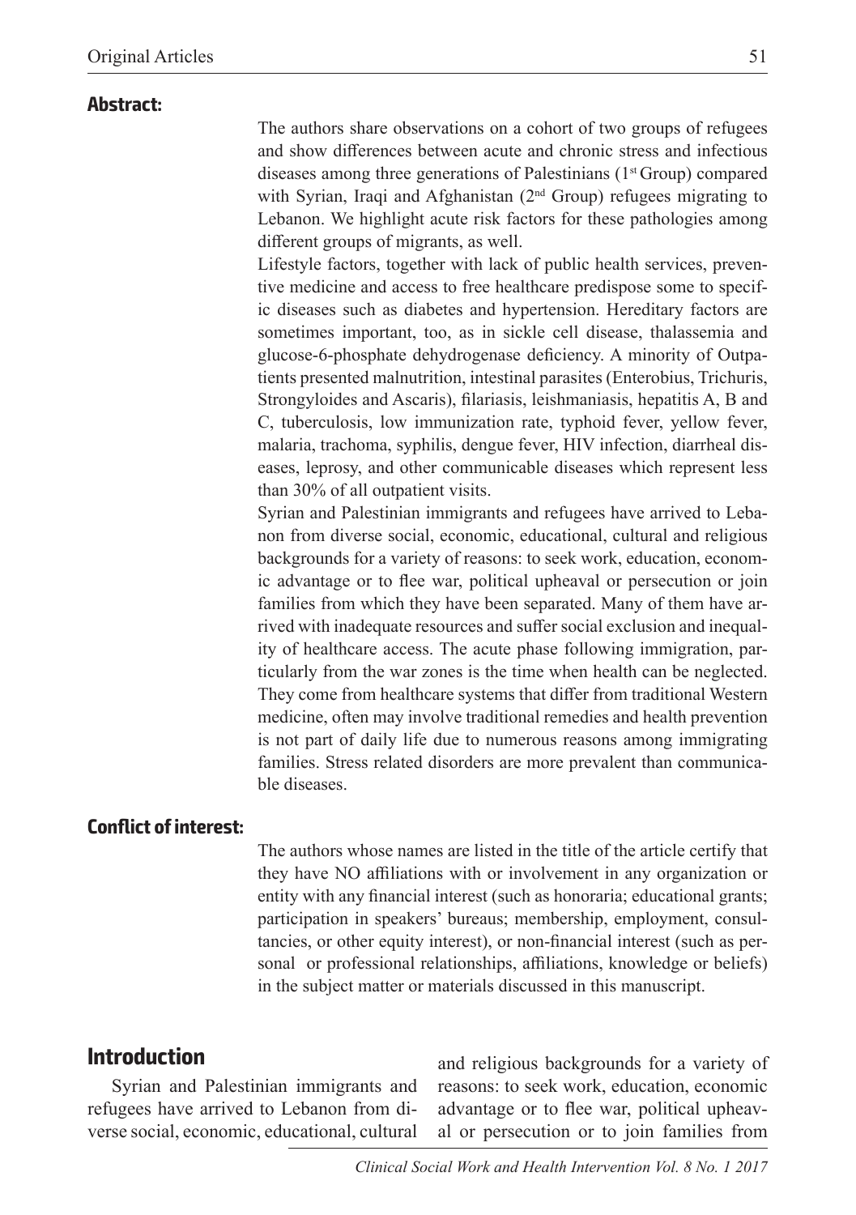## Abstract:

The authors share observations on a cohort of two groups of refugees and show differences between acute and chronic stress and infectious diseases among three generations of Palestinians (1st Group) compared with Syrian, Iraqi and Afghanistan (2nd Group) refugees migrating to Lebanon. We highlight acute risk factors for these pathologies among different groups of migrants, as well.

Lifestyle factors, together with lack of public health services, preventive medicine and access to free healthcare predispose some to specific diseases such as diabetes and hypertension. Hereditary factors are sometimes important, too, as in sickle cell disease, thalassemia and glucose-6-phosphate dehydrogenase deficiency. A minority of Outpatients presented malnutrition, intestinal parasites (Enterobius, Trichuris, Strongyloides and Ascaris), filariasis, leishmaniasis, hepatitis A, B and C, tuberculosis, low immunization rate, typhoid fever, yellow fever, malaria, trachoma, syphilis, dengue fever, HIV infection, diarrheal diseases, leprosy, and other communicable diseases which represent less than 30% of all outpatient visits.

Syrian and Palestinian immigrants and refugees have arrived to Lebanon from diverse social, economic, educational, cultural and religious backgrounds for a variety of reasons: to seek work, education, economic advantage or to flee war, political upheaval or persecution or join families from which they have been separated. Many of them have arrived with inadequate resources and suffer social exclusion and inequality of healthcare access. The acute phase following immigration, particularly from the war zones is the time when health can be neglected. They come from healthcare systems that differ from traditional Western medicine, often may involve traditional remedies and health prevention is not part of daily life due to numerous reasons among immigrating families. Stress related disorders are more prevalent than communicable diseases.

## Conflict of interest:

The authors whose names are listed in the title of the article certify that they have NO affiliations with or involvement in any organization or entity with any financial interest (such as honoraria; educational grants; participation in speakers' bureaus; membership, employment, consultancies, or other equity interest), or non-financial interest (such as personal or professional relationships, affiliations, knowledge or beliefs) in the subject matter or materials discussed in this manuscript.

## Introduction

Syrian and Palestinian immigrants and refugees have arrived to Lebanon from diverse social, economic, educational, cultural and religious backgrounds for a variety of reasons: to seek work, education, economic advantage or to flee war, political upheaval or persecution or to join families from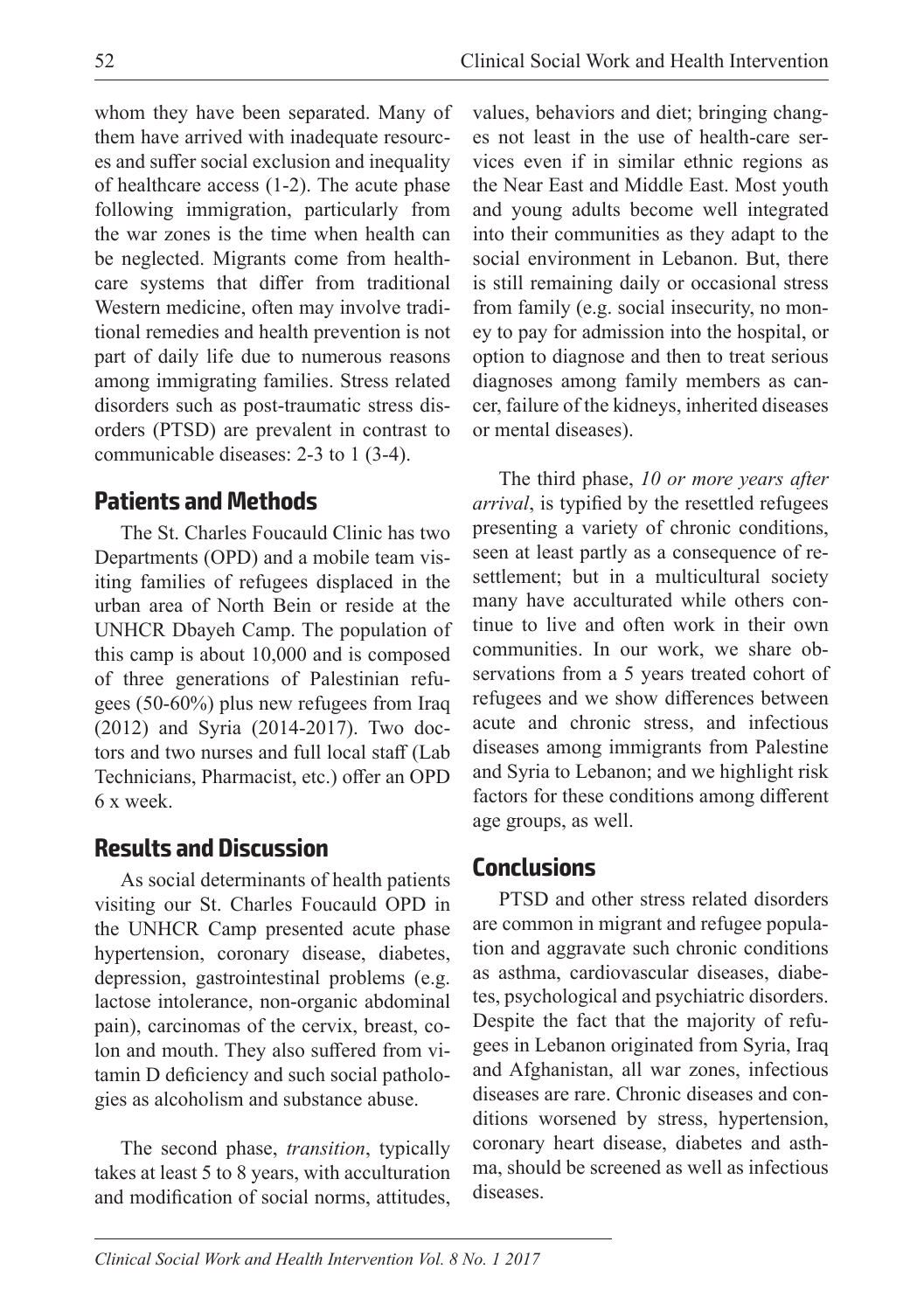whom they have been separated. Many of them have arrived with inadequate resources and suffer social exclusion and inequality of healthcare access (1-2). The acute phase following immigration, particularly from the war zones is the time when health can be neglected. Migrants come from healthcare systems that differ from traditional Western medicine, often may involve traditional remedies and health prevention is not part of daily life due to numerous reasons among immigrating families. Stress related disorders such as post-traumatic stress disorders (PTSD) are prevalent in contrast to communicable diseases: 2-3 to 1 (3-4).

## Patients and Methods

The St. Charles Foucauld Clinic has two Departments (OPD) and a mobile team visiting families of refugees displaced in the urban area of North Bein or reside at the UNHCR Dbayeh Camp. The population of this camp is about 10,000 and is composed of three generations of Palestinian refugees (50-60%) plus new refugees from Iraq (2012) and Syria (2014-2017). Two doctors and two nurses and full local staff (Lab Technicians, Pharmacist, etc.) offer an OPD 6 x week.

## Results and Discussion

As social determinants of health patients visiting our St. Charles Foucauld OPD in the UNHCR Camp presented acute phase hypertension, coronary disease, diabetes, depression, gastrointestinal problems (e.g. lactose intolerance, non-organic abdominal pain), carcinomas of the cervix, breast, colon and mouth. They also suffered from vitamin D deficiency and such social pathologies as alcoholism and substance abuse.

The second phase, *transition*, typically takes at least 5 to 8 years, with acculturation and modification of social norms, attitudes, values, behaviors and diet; bringing changes not least in the use of health-care services even if in similar ethnic regions as the Near East and Middle East. Most youth and young adults become well integrated into their communities as they adapt to the social environment in Lebanon. But, there is still remaining daily or occasional stress from family (e.g. social insecurity, no money to pay for admission into the hospital, or option to diagnose and then to treat serious diagnoses among family members as cancer, failure of the kidneys, inherited diseases or mental diseases).

The third phase, *10 or more years after arrival*, is typified by the resettled refugees presenting a variety of chronic conditions, seen at least partly as a consequence of resettlement; but in a multicultural society many have acculturated while others continue to live and often work in their own communities. In our work, we share observations from a 5 years treated cohort of refugees and we show differences between acute and chronic stress, and infectious diseases among immigrants from Palestine and Syria to Lebanon; and we highlight risk factors for these conditions among different age groups, as well.

## Conclusions

PTSD and other stress related disorders are common in migrant and refugee population and aggravate such chronic conditions as asthma, cardiovascular diseases, diabetes, psychological and psychiatric disorders. Despite the fact that the majority of refugees in Lebanon originated from Syria, Iraq and Afghanistan, all war zones, infectious diseases are rare. Chronic diseases and conditions worsened by stress, hypertension, coronary heart disease, diabetes and asthma, should be screened as well as infectious diseases.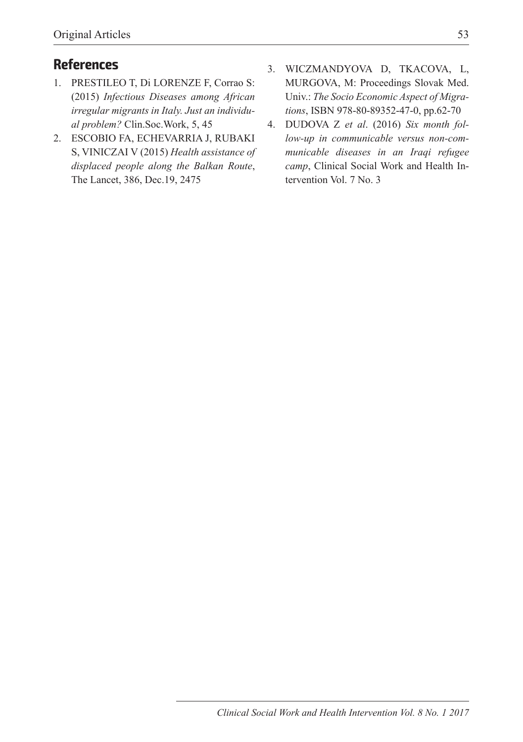## References

1. PRESTILEO T, Di LORENZE F, Corrao S: (2015) *Infectious Diseases among African irregular migrants in Italy. Just an individual problem?* Clin.Soc.Work, 5, 45
2. ESCOBIO FA, ECHEVARRIA J, RUBAKI S, VINICZAI V (2015) *Health assistance of displaced people along the Balkan Route*, The Lancet, 386, Dec.19, 2475
3. WICZMANDYOVA D, TKACOVA, L, MURGOVA, M: Proceedings Slovak Med. Univ.: *The Socio Economic Aspect of Migrations*, ISBN 978-80-89352-47-0, pp.62-70
4. DUDOVA Z *et al*. (2016) *Six month follow-up in communicable versus non-communicable diseases in an Iraqi refugee camp*, Clinical Social Work and Health Intervention Vol. 7 No. 3